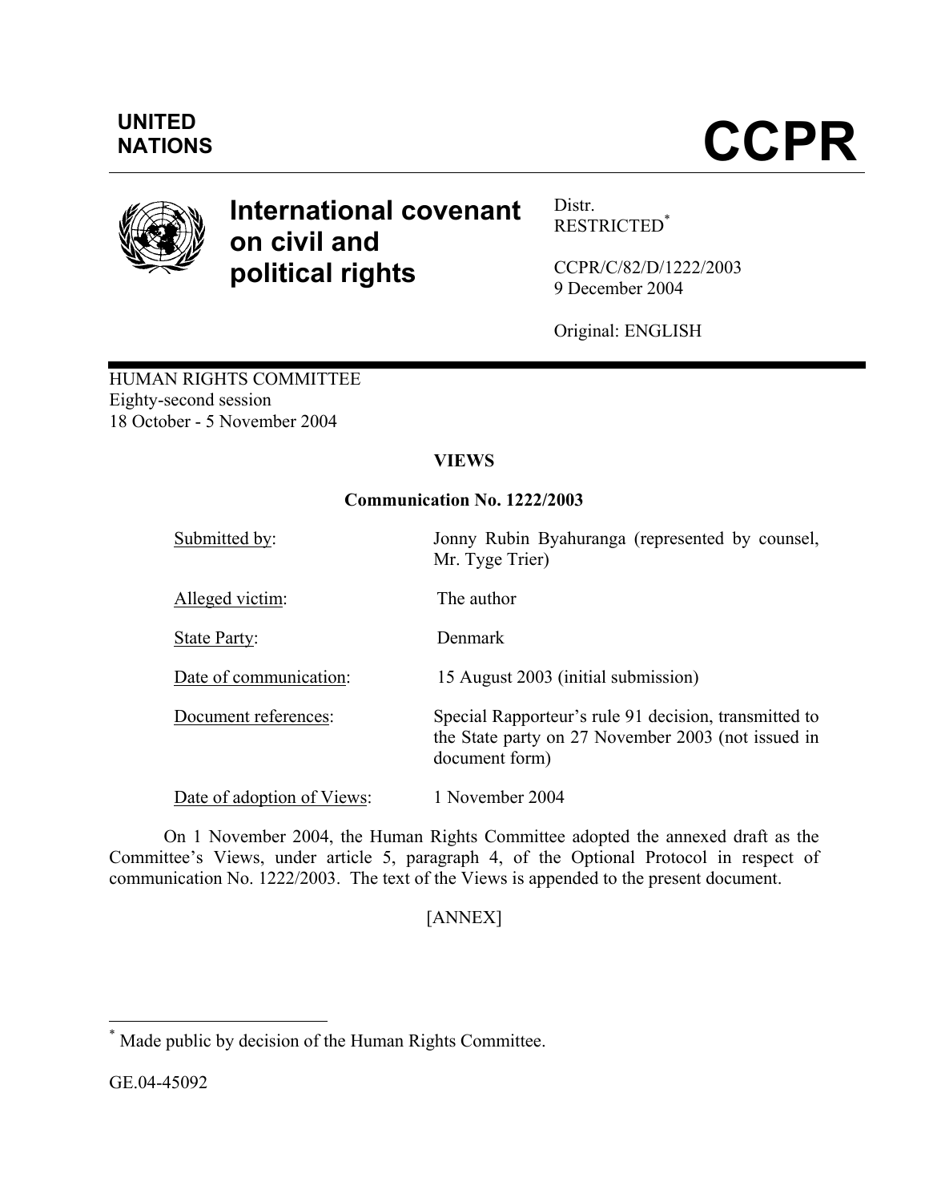UNITED NATIONS

# CCPR

# International covenant on civil and political rights

Distr.
RESTRICTED[*]

CCPR/C/82/D/1222/2003
9 December 2004

Original: ENGLISH

HUMAN RIGHTS COMMITTEE
Eighty-second session
18 October - 5 November 2004

## VIEWS

### Communication No. 1222/2003

| | |
|---|---|
| Submitted by: | Jonny Rubin Byahuranga (represented by counsel, Mr. Tyge Trier) |
| Alleged victim: | The author |
| State Party: | Denmark |
| Date of communication: | 15 August 2003 (initial submission) |
| Document references: | Special Rapporteur's rule 91 decision, transmitted to the State party on 27 November 2003 (not issued in document form) |
| Date of adoption of Views: | 1 November 2004 |

On 1 November 2004, the Human Rights Committee adopted the annexed draft as the Committee's Views, under article 5, paragraph 4, of the Optional Protocol in respect of communication No. 1222/2003. The text of the Views is appended to the present document.

[ANNEX]

---

[*] Made public by decision of the Human Rights Committee.

GE.04-45092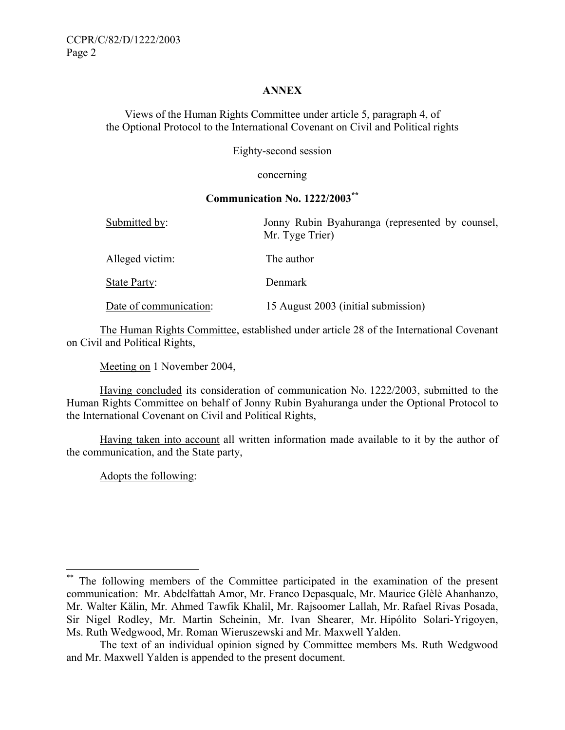**ANNEX**

Views of the Human Rights Committee under article 5, paragraph 4, of the Optional Protocol to the International Covenant on Civil and Political rights

Eighty-second session

concerning

**Communication No. 1222/2003**[**]

| | |
|---|---|
| Submitted by: | Jonny Rubin Byahuranga (represented by counsel, Mr. Tyge Trier) |
| Alleged victim: | The author |
| State Party: | Denmark |
| Date of communication: | 15 August 2003 (initial submission) |

The Human Rights Committee, established under article 28 of the International Covenant on Civil and Political Rights,

Meeting on 1 November 2004,

Having concluded its consideration of communication No. 1222/2003, submitted to the Human Rights Committee on behalf of Jonny Rubin Byahuranga under the Optional Protocol to the International Covenant on Civil and Political Rights,

Having taken into account all written information made available to it by the author of the communication, and the State party,

Adopts the following:

---

[**] The following members of the Committee participated in the examination of the present communication: Mr. Abdelfattah Amor, Mr. Franco Depasquale, Mr. Maurice Glèlè Ahanhanzo, Mr. Walter Kälin, Mr. Ahmed Tawfik Khalil, Mr. Rajsoomer Lallah, Mr. Rafael Rivas Posada, Sir Nigel Rodley, Mr. Martin Scheinin, Mr. Ivan Shearer, Mr. Hipólito Solari-Yrigoyen, Ms. Ruth Wedgwood, Mr. Roman Wieruszewski and Mr. Maxwell Yalden.

The text of an individual opinion signed by Committee members Ms. Ruth Wedgwood and Mr. Maxwell Yalden is appended to the present document.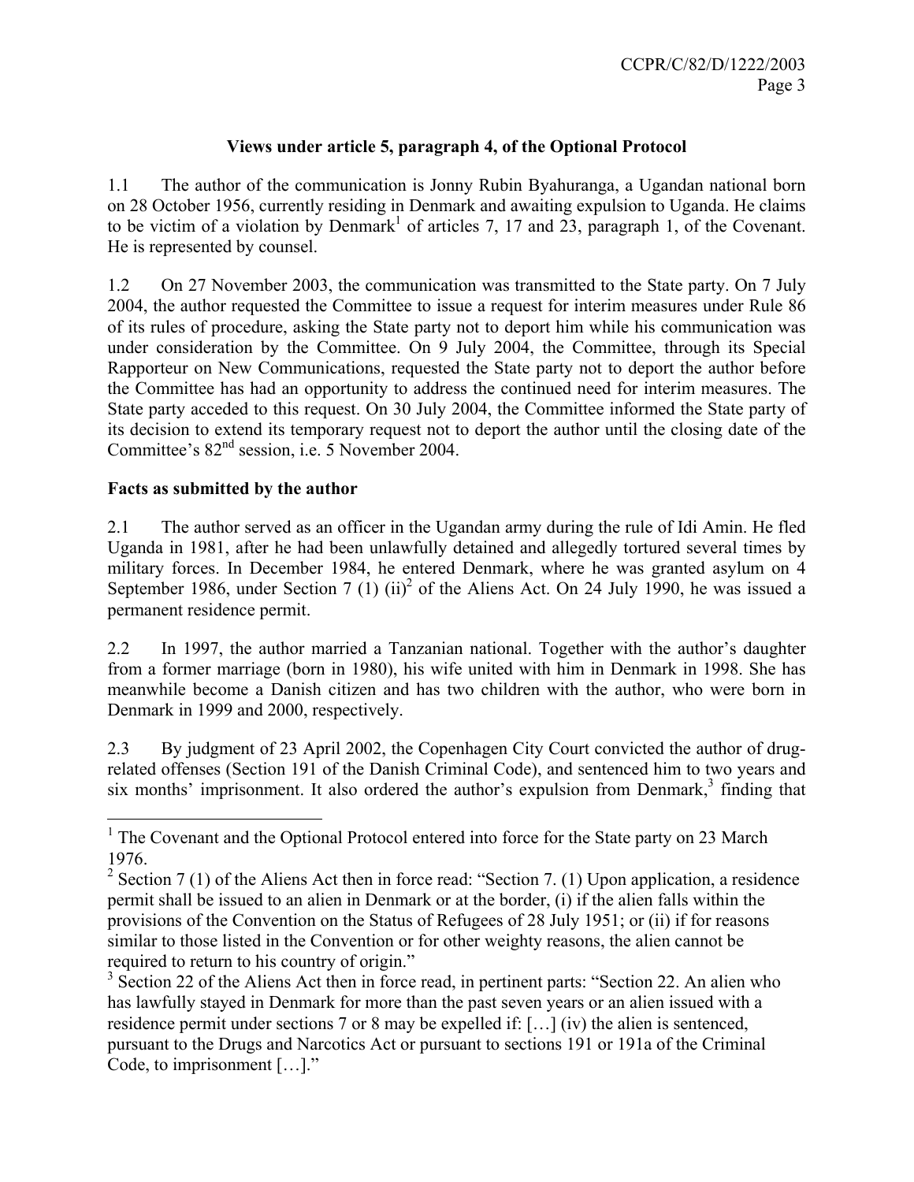### Views under article 5, paragraph 4, of the Optional Protocol

1.1 The author of the communication is Jonny Rubin Byahuranga, a Ugandan national born on 28 October 1956, currently residing in Denmark and awaiting expulsion to Uganda. He claims to be victim of a violation by Denmark[1] of articles 7, 17 and 23, paragraph 1, of the Covenant. He is represented by counsel.

1.2 On 27 November 2003, the communication was transmitted to the State party. On 7 July 2004, the author requested the Committee to issue a request for interim measures under Rule 86 of its rules of procedure, asking the State party not to deport him while his communication was under consideration by the Committee. On 9 July 2004, the Committee, through its Special Rapporteur on New Communications, requested the State party not to deport the author before the Committee has had an opportunity to address the continued need for interim measures. The State party acceded to this request. On 30 July 2004, the Committee informed the State party of its decision to extend its temporary request not to deport the author until the closing date of the Committee's 82nd session, i.e. 5 November 2004.

**Facts as submitted by the author**

2.1 The author served as an officer in the Ugandan army during the rule of Idi Amin. He fled Uganda in 1981, after he had been unlawfully detained and allegedly tortured several times by military forces. In December 1984, he entered Denmark, where he was granted asylum on 4 September 1986, under Section 7 (1) (ii)[2] of the Aliens Act. On 24 July 1990, he was issued a permanent residence permit.

2.2 In 1997, the author married a Tanzanian national. Together with the author's daughter from a former marriage (born in 1980), his wife united with him in Denmark in 1998. She has meanwhile become a Danish citizen and has two children with the author, who were born in Denmark in 1999 and 2000, respectively.

2.3 By judgment of 23 April 2002, the Copenhagen City Court convicted the author of drug-related offenses (Section 191 of the Danish Criminal Code), and sentenced him to two years and six months' imprisonment. It also ordered the author's expulsion from Denmark,[3] finding that

---

[1] The Covenant and the Optional Protocol entered into force for the State party on 23 March 1976.

[2] Section 7 (1) of the Aliens Act then in force read: "Section 7. (1) Upon application, a residence permit shall be issued to an alien in Denmark or at the border, (i) if the alien falls within the provisions of the Convention on the Status of Refugees of 28 July 1951; or (ii) if for reasons similar to those listed in the Convention or for other weighty reasons, the alien cannot be required to return to his country of origin."

[3] Section 22 of the Aliens Act then in force read, in pertinent parts: "Section 22. An alien who has lawfully stayed in Denmark for more than the past seven years or an alien issued with a residence permit under sections 7 or 8 may be expelled if: […] (iv) the alien is sentenced, pursuant to the Drugs and Narcotics Act or pursuant to sections 191 or 191a of the Criminal Code, to imprisonment […]."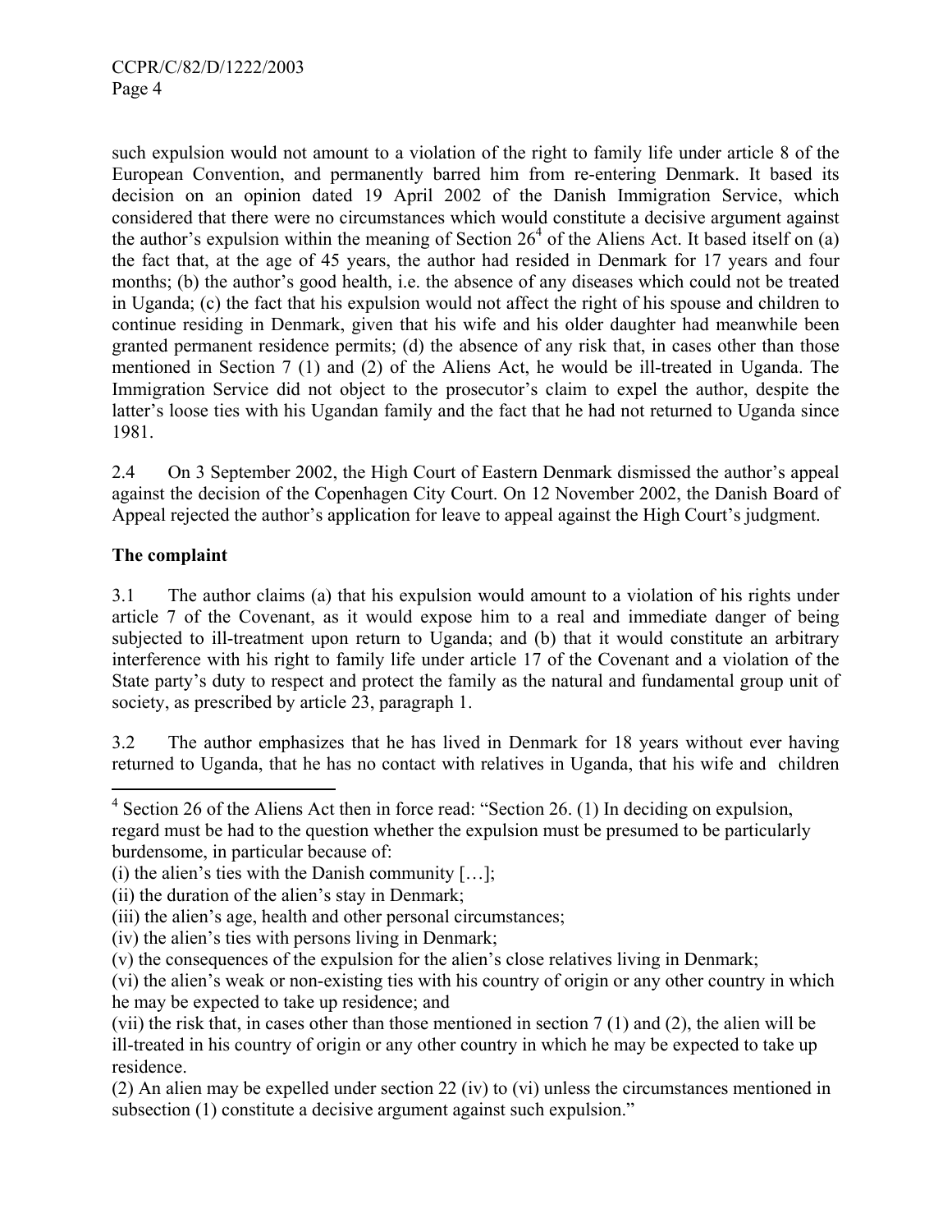such expulsion would not amount to a violation of the right to family life under article 8 of the European Convention, and permanently barred him from re-entering Denmark. It based its decision on an opinion dated 19 April 2002 of the Danish Immigration Service, which considered that there were no circumstances which would constitute a decisive argument against the author's expulsion within the meaning of Section 26[4] of the Aliens Act. It based itself on (a) the fact that, at the age of 45 years, the author had resided in Denmark for 17 years and four months; (b) the author's good health, i.e. the absence of any diseases which could not be treated in Uganda; (c) the fact that his expulsion would not affect the right of his spouse and children to continue residing in Denmark, given that his wife and his older daughter had meanwhile been granted permanent residence permits; (d) the absence of any risk that, in cases other than those mentioned in Section 7 (1) and (2) of the Aliens Act, he would be ill-treated in Uganda. The Immigration Service did not object to the prosecutor's claim to expel the author, despite the latter's loose ties with his Ugandan family and the fact that he had not returned to Uganda since 1981.

2.4 On 3 September 2002, the High Court of Eastern Denmark dismissed the author's appeal against the decision of the Copenhagen City Court. On 12 November 2002, the Danish Board of Appeal rejected the author's application for leave to appeal against the High Court's judgment.

**The complaint**

3.1 The author claims (a) that his expulsion would amount to a violation of his rights under article 7 of the Covenant, as it would expose him to a real and immediate danger of being subjected to ill-treatment upon return to Uganda; and (b) that it would constitute an arbitrary interference with his right to family life under article 17 of the Covenant and a violation of the State party's duty to respect and protect the family as the natural and fundamental group unit of society, as prescribed by article 23, paragraph 1.

3.2 The author emphasizes that he has lived in Denmark for 18 years without ever having returned to Uganda, that he has no contact with relatives in Uganda, that his wife and children

---

[4] Section 26 of the Aliens Act then in force read: "Section 26. (1) In deciding on expulsion, regard must be had to the question whether the expulsion must be presumed to be particularly burdensome, in particular because of:

(i) the alien's ties with the Danish community […];

(ii) the duration of the alien's stay in Denmark;

(iii) the alien's age, health and other personal circumstances;

(iv) the alien's ties with persons living in Denmark;

(v) the consequences of the expulsion for the alien's close relatives living in Denmark;

(vi) the alien's weak or non-existing ties with his country of origin or any other country in which he may be expected to take up residence; and

(vii) the risk that, in cases other than those mentioned in section 7 (1) and (2), the alien will be ill-treated in his country of origin or any other country in which he may be expected to take up residence.

(2) An alien may be expelled under section 22 (iv) to (vi) unless the circumstances mentioned in subsection (1) constitute a decisive argument against such expulsion."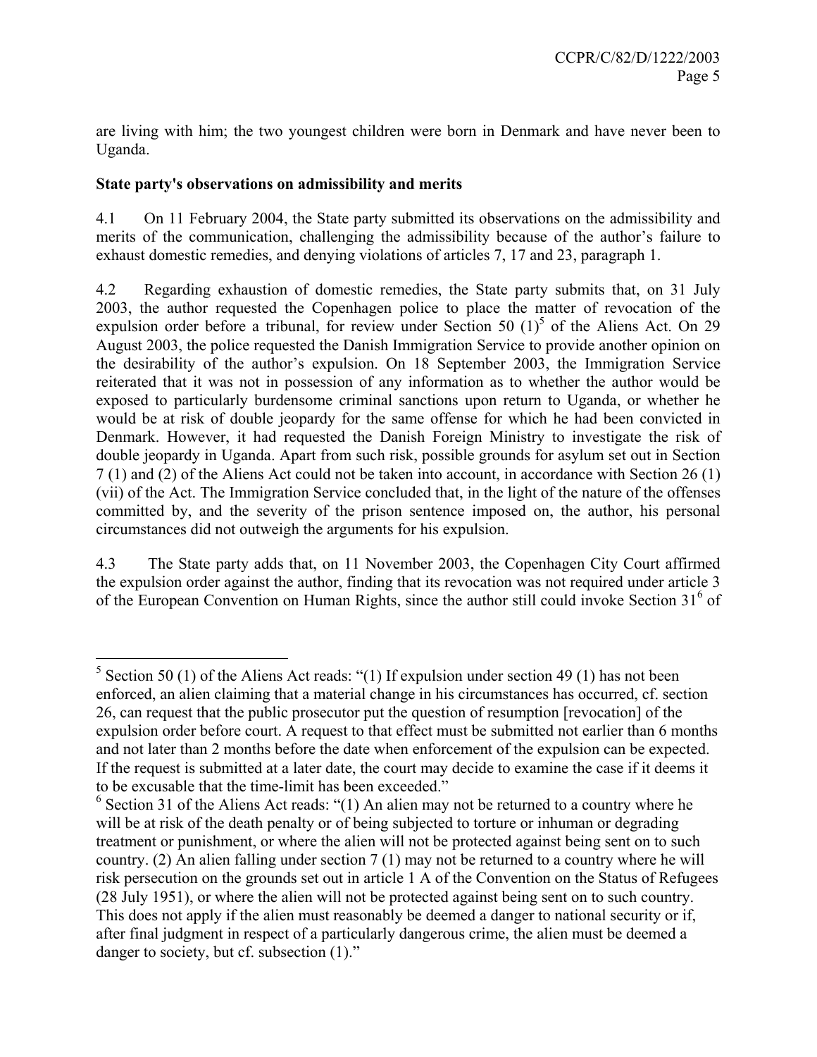are living with him; the two youngest children were born in Denmark and have never been to Uganda.

**State party's observations on admissibility and merits**

4.1 On 11 February 2004, the State party submitted its observations on the admissibility and merits of the communication, challenging the admissibility because of the author's failure to exhaust domestic remedies, and denying violations of articles 7, 17 and 23, paragraph 1.

4.2 Regarding exhaustion of domestic remedies, the State party submits that, on 31 July 2003, the author requested the Copenhagen police to place the matter of revocation of the expulsion order before a tribunal, for review under Section 50 (1)[5] of the Aliens Act. On 29 August 2003, the police requested the Danish Immigration Service to provide another opinion on the desirability of the author's expulsion. On 18 September 2003, the Immigration Service reiterated that it was not in possession of any information as to whether the author would be exposed to particularly burdensome criminal sanctions upon return to Uganda, or whether he would be at risk of double jeopardy for the same offense for which he had been convicted in Denmark. However, it had requested the Danish Foreign Ministry to investigate the risk of double jeopardy in Uganda. Apart from such risk, possible grounds for asylum set out in Section 7 (1) and (2) of the Aliens Act could not be taken into account, in accordance with Section 26 (1) (vii) of the Act. The Immigration Service concluded that, in the light of the nature of the offenses committed by, and the severity of the prison sentence imposed on, the author, his personal circumstances did not outweigh the arguments for his expulsion.

4.3 The State party adds that, on 11 November 2003, the Copenhagen City Court affirmed the expulsion order against the author, finding that its revocation was not required under article 3 of the European Convention on Human Rights, since the author still could invoke Section 31[6] of

---

[5] Section 50 (1) of the Aliens Act reads: "(1) If expulsion under section 49 (1) has not been enforced, an alien claiming that a material change in his circumstances has occurred, cf. section 26, can request that the public prosecutor put the question of resumption [revocation] of the expulsion order before court. A request to that effect must be submitted not earlier than 6 months and not later than 2 months before the date when enforcement of the expulsion can be expected. If the request is submitted at a later date, the court may decide to examine the case if it deems it to be excusable that the time-limit has been exceeded."

[6] Section 31 of the Aliens Act reads: "(1) An alien may not be returned to a country where he will be at risk of the death penalty or of being subjected to torture or inhuman or degrading treatment or punishment, or where the alien will not be protected against being sent on to such country. (2) An alien falling under section 7 (1) may not be returned to a country where he will risk persecution on the grounds set out in article 1 A of the Convention on the Status of Refugees (28 July 1951), or where the alien will not be protected against being sent on to such country. This does not apply if the alien must reasonably be deemed a danger to national security or if, after final judgment in respect of a particularly dangerous crime, the alien must be deemed a danger to society, but cf. subsection (1)."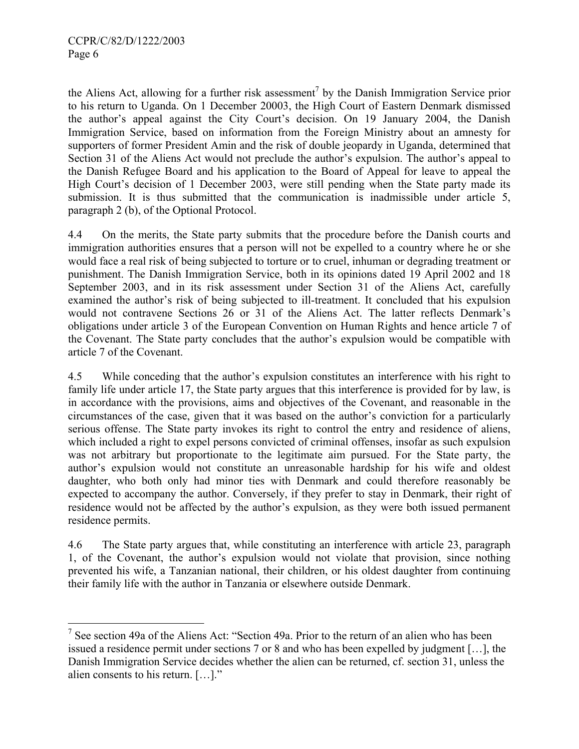the Aliens Act, allowing for a further risk assessment[7] by the Danish Immigration Service prior to his return to Uganda. On 1 December 20003, the High Court of Eastern Denmark dismissed the author's appeal against the City Court's decision. On 19 January 2004, the Danish Immigration Service, based on information from the Foreign Ministry about an amnesty for supporters of former President Amin and the risk of double jeopardy in Uganda, determined that Section 31 of the Aliens Act would not preclude the author's expulsion. The author's appeal to the Danish Refugee Board and his application to the Board of Appeal for leave to appeal the High Court's decision of 1 December 2003, were still pending when the State party made its submission. It is thus submitted that the communication is inadmissible under article 5, paragraph 2 (b), of the Optional Protocol.

4.4 On the merits, the State party submits that the procedure before the Danish courts and immigration authorities ensures that a person will not be expelled to a country where he or she would face a real risk of being subjected to torture or to cruel, inhuman or degrading treatment or punishment. The Danish Immigration Service, both in its opinions dated 19 April 2002 and 18 September 2003, and in its risk assessment under Section 31 of the Aliens Act, carefully examined the author's risk of being subjected to ill-treatment. It concluded that his expulsion would not contravene Sections 26 or 31 of the Aliens Act. The latter reflects Denmark's obligations under article 3 of the European Convention on Human Rights and hence article 7 of the Covenant. The State party concludes that the author's expulsion would be compatible with article 7 of the Covenant.

4.5 While conceding that the author's expulsion constitutes an interference with his right to family life under article 17, the State party argues that this interference is provided for by law, is in accordance with the provisions, aims and objectives of the Covenant, and reasonable in the circumstances of the case, given that it was based on the author's conviction for a particularly serious offense. The State party invokes its right to control the entry and residence of aliens, which included a right to expel persons convicted of criminal offenses, insofar as such expulsion was not arbitrary but proportionate to the legitimate aim pursued. For the State party, the author's expulsion would not constitute an unreasonable hardship for his wife and oldest daughter, who both only had minor ties with Denmark and could therefore reasonably be expected to accompany the author. Conversely, if they prefer to stay in Denmark, their right of residence would not be affected by the author's expulsion, as they were both issued permanent residence permits.

4.6 The State party argues that, while constituting an interference with article 23, paragraph 1, of the Covenant, the author's expulsion would not violate that provision, since nothing prevented his wife, a Tanzanian national, their children, or his oldest daughter from continuing their family life with the author in Tanzania or elsewhere outside Denmark.

---

[7] See section 49a of the Aliens Act: "Section 49a. Prior to the return of an alien who has been issued a residence permit under sections 7 or 8 and who has been expelled by judgment […], the Danish Immigration Service decides whether the alien can be returned, cf. section 31, unless the alien consents to his return. […]."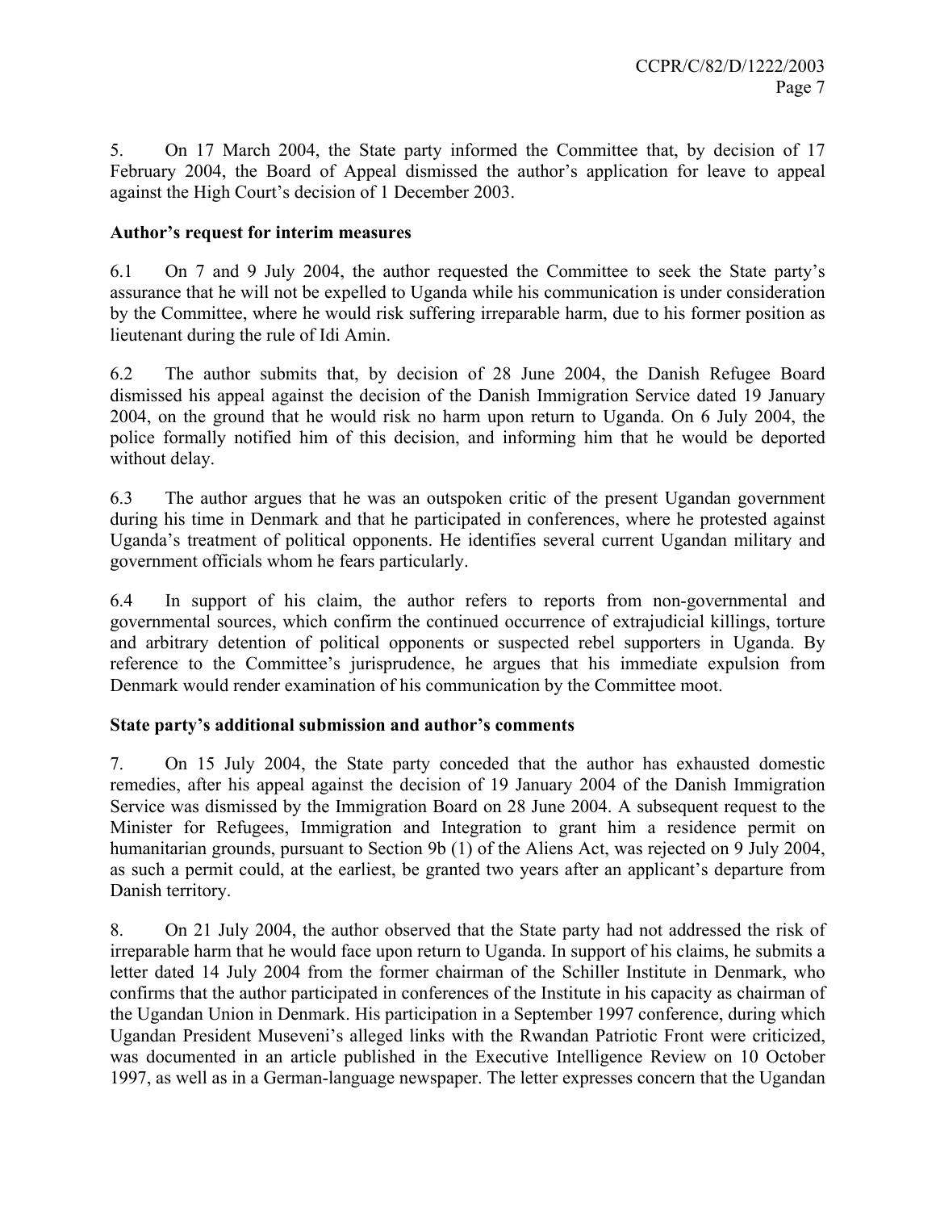5. On 17 March 2004, the State party informed the Committee that, by decision of 17 February 2004, the Board of Appeal dismissed the author's application for leave to appeal against the High Court's decision of 1 December 2003.

**Author's request for interim measures**

6.1 On 7 and 9 July 2004, the author requested the Committee to seek the State party's assurance that he will not be expelled to Uganda while his communication is under consideration by the Committee, where he would risk suffering irreparable harm, due to his former position as lieutenant during the rule of Idi Amin.

6.2 The author submits that, by decision of 28 June 2004, the Danish Refugee Board dismissed his appeal against the decision of the Danish Immigration Service dated 19 January 2004, on the ground that he would risk no harm upon return to Uganda. On 6 July 2004, the police formally notified him of this decision, and informing him that he would be deported without delay.

6.3 The author argues that he was an outspoken critic of the present Ugandan government during his time in Denmark and that he participated in conferences, where he protested against Uganda's treatment of political opponents. He identifies several current Ugandan military and government officials whom he fears particularly.

6.4 In support of his claim, the author refers to reports from non-governmental and governmental sources, which confirm the continued occurrence of extrajudicial killings, torture and arbitrary detention of political opponents or suspected rebel supporters in Uganda. By reference to the Committee's jurisprudence, he argues that his immediate expulsion from Denmark would render examination of his communication by the Committee moot.

**State party's additional submission and author's comments**

7. On 15 July 2004, the State party conceded that the author has exhausted domestic remedies, after his appeal against the decision of 19 January 2004 of the Danish Immigration Service was dismissed by the Immigration Board on 28 June 2004. A subsequent request to the Minister for Refugees, Immigration and Integration to grant him a residence permit on humanitarian grounds, pursuant to Section 9b (1) of the Aliens Act, was rejected on 9 July 2004, as such a permit could, at the earliest, be granted two years after an applicant's departure from Danish territory.

8. On 21 July 2004, the author observed that the State party had not addressed the risk of irreparable harm that he would face upon return to Uganda. In support of his claims, he submits a letter dated 14 July 2004 from the former chairman of the Schiller Institute in Denmark, who confirms that the author participated in conferences of the Institute in his capacity as chairman of the Ugandan Union in Denmark. His participation in a September 1997 conference, during which Ugandan President Museveni's alleged links with the Rwandan Patriotic Front were criticized, was documented in an article published in the Executive Intelligence Review on 10 October 1997, as well as in a German-language newspaper. The letter expresses concern that the Ugandan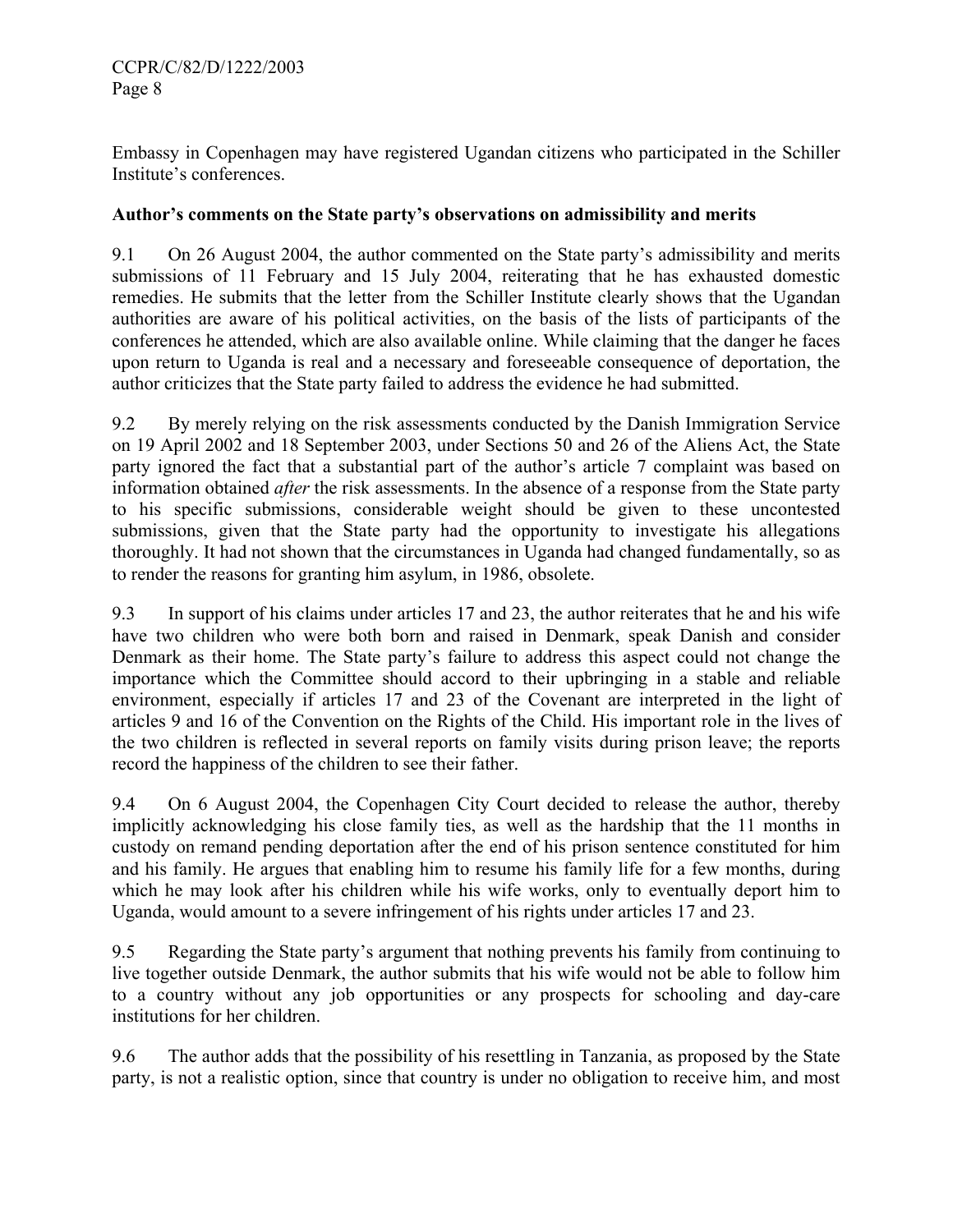Embassy in Copenhagen may have registered Ugandan citizens who participated in the Schiller Institute's conferences.

**Author's comments on the State party's observations on admissibility and merits**

9.1 On 26 August 2004, the author commented on the State party's admissibility and merits submissions of 11 February and 15 July 2004, reiterating that he has exhausted domestic remedies. He submits that the letter from the Schiller Institute clearly shows that the Ugandan authorities are aware of his political activities, on the basis of the lists of participants of the conferences he attended, which are also available online. While claiming that the danger he faces upon return to Uganda is real and a necessary and foreseeable consequence of deportation, the author criticizes that the State party failed to address the evidence he had submitted.

9.2 By merely relying on the risk assessments conducted by the Danish Immigration Service on 19 April 2002 and 18 September 2003, under Sections 50 and 26 of the Aliens Act, the State party ignored the fact that a substantial part of the author's article 7 complaint was based on information obtained *after* the risk assessments. In the absence of a response from the State party to his specific submissions, considerable weight should be given to these uncontested submissions, given that the State party had the opportunity to investigate his allegations thoroughly. It had not shown that the circumstances in Uganda had changed fundamentally, so as to render the reasons for granting him asylum, in 1986, obsolete.

9.3 In support of his claims under articles 17 and 23, the author reiterates that he and his wife have two children who were both born and raised in Denmark, speak Danish and consider Denmark as their home. The State party's failure to address this aspect could not change the importance which the Committee should accord to their upbringing in a stable and reliable environment, especially if articles 17 and 23 of the Covenant are interpreted in the light of articles 9 and 16 of the Convention on the Rights of the Child. His important role in the lives of the two children is reflected in several reports on family visits during prison leave; the reports record the happiness of the children to see their father.

9.4 On 6 August 2004, the Copenhagen City Court decided to release the author, thereby implicitly acknowledging his close family ties, as well as the hardship that the 11 months in custody on remand pending deportation after the end of his prison sentence constituted for him and his family. He argues that enabling him to resume his family life for a few months, during which he may look after his children while his wife works, only to eventually deport him to Uganda, would amount to a severe infringement of his rights under articles 17 and 23.

9.5 Regarding the State party's argument that nothing prevents his family from continuing to live together outside Denmark, the author submits that his wife would not be able to follow him to a country without any job opportunities or any prospects for schooling and day-care institutions for her children.

9.6 The author adds that the possibility of his resettling in Tanzania, as proposed by the State party, is not a realistic option, since that country is under no obligation to receive him, and most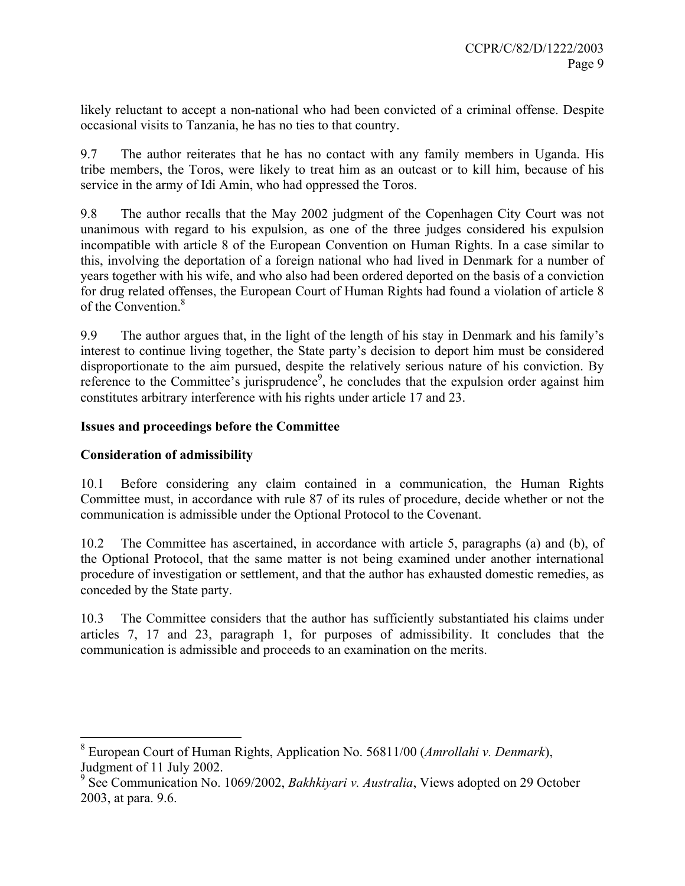likely reluctant to accept a non-national who had been convicted of a criminal offense. Despite occasional visits to Tanzania, he has no ties to that country.

9.7 The author reiterates that he has no contact with any family members in Uganda. His tribe members, the Toros, were likely to treat him as an outcast or to kill him, because of his service in the army of Idi Amin, who had oppressed the Toros.

9.8 The author recalls that the May 2002 judgment of the Copenhagen City Court was not unanimous with regard to his expulsion, as one of the three judges considered his expulsion incompatible with article 8 of the European Convention on Human Rights. In a case similar to this, involving the deportation of a foreign national who had lived in Denmark for a number of years together with his wife, and who also had been ordered deported on the basis of a conviction for drug related offenses, the European Court of Human Rights had found a violation of article 8 of the Convention.[8]

9.9 The author argues that, in the light of the length of his stay in Denmark and his family's interest to continue living together, the State party's decision to deport him must be considered disproportionate to the aim pursued, despite the relatively serious nature of his conviction. By reference to the Committee's jurisprudence[9], he concludes that the expulsion order against him constitutes arbitrary interference with his rights under article 17 and 23.

**Issues and proceedings before the Committee**

**Consideration of admissibility**

10.1 Before considering any claim contained in a communication, the Human Rights Committee must, in accordance with rule 87 of its rules of procedure, decide whether or not the communication is admissible under the Optional Protocol to the Covenant.

10.2 The Committee has ascertained, in accordance with article 5, paragraphs (a) and (b), of the Optional Protocol, that the same matter is not being examined under another international procedure of investigation or settlement, and that the author has exhausted domestic remedies, as conceded by the State party.

10.3 The Committee considers that the author has sufficiently substantiated his claims under articles 7, 17 and 23, paragraph 1, for purposes of admissibility. It concludes that the communication is admissible and proceeds to an examination on the merits.

---

[8] European Court of Human Rights, Application No. 56811/00 (*Amrollahi v. Denmark*), Judgment of 11 July 2002.

[9] See Communication No. 1069/2002, *Bakhkiyari v. Australia*, Views adopted on 29 October 2003, at para. 9.6.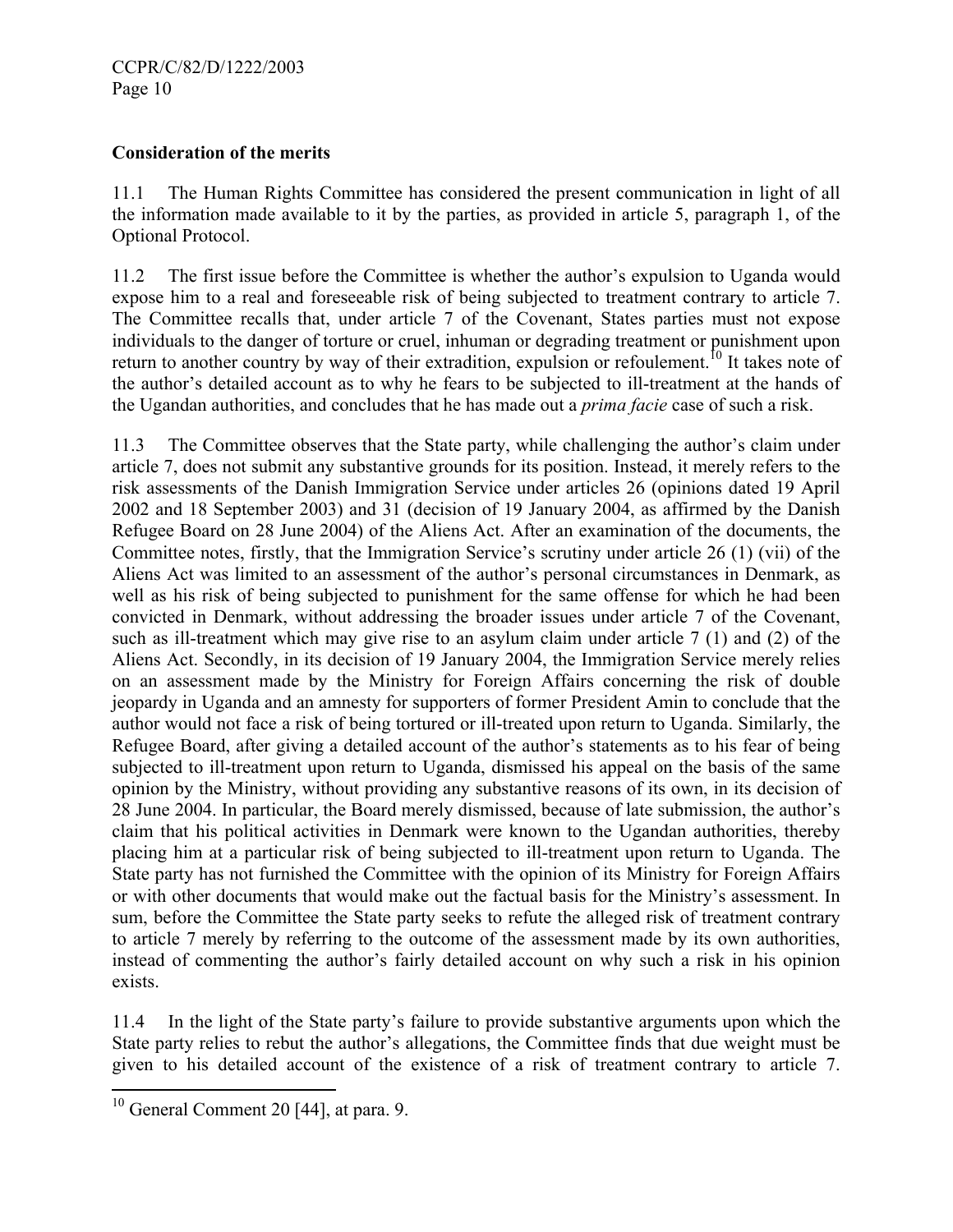**Consideration of the merits**

11.1 The Human Rights Committee has considered the present communication in light of all the information made available to it by the parties, as provided in article 5, paragraph 1, of the Optional Protocol.

11.2 The first issue before the Committee is whether the author's expulsion to Uganda would expose him to a real and foreseeable risk of being subjected to treatment contrary to article 7. The Committee recalls that, under article 7 of the Covenant, States parties must not expose individuals to the danger of torture or cruel, inhuman or degrading treatment or punishment upon return to another country by way of their extradition, expulsion or refoulement.[10] It takes note of the author's detailed account as to why he fears to be subjected to ill-treatment at the hands of the Ugandan authorities, and concludes that he has made out a *prima facie* case of such a risk.

11.3 The Committee observes that the State party, while challenging the author's claim under article 7, does not submit any substantive grounds for its position. Instead, it merely refers to the risk assessments of the Danish Immigration Service under articles 26 (opinions dated 19 April 2002 and 18 September 2003) and 31 (decision of 19 January 2004, as affirmed by the Danish Refugee Board on 28 June 2004) of the Aliens Act. After an examination of the documents, the Committee notes, firstly, that the Immigration Service's scrutiny under article 26 (1) (vii) of the Aliens Act was limited to an assessment of the author's personal circumstances in Denmark, as well as his risk of being subjected to punishment for the same offense for which he had been convicted in Denmark, without addressing the broader issues under article 7 of the Covenant, such as ill-treatment which may give rise to an asylum claim under article 7 (1) and (2) of the Aliens Act. Secondly, in its decision of 19 January 2004, the Immigration Service merely relies on an assessment made by the Ministry for Foreign Affairs concerning the risk of double jeopardy in Uganda and an amnesty for supporters of former President Amin to conclude that the author would not face a risk of being tortured or ill-treated upon return to Uganda. Similarly, the Refugee Board, after giving a detailed account of the author's statements as to his fear of being subjected to ill-treatment upon return to Uganda, dismissed his appeal on the basis of the same opinion by the Ministry, without providing any substantive reasons of its own, in its decision of 28 June 2004. In particular, the Board merely dismissed, because of late submission, the author's claim that his political activities in Denmark were known to the Ugandan authorities, thereby placing him at a particular risk of being subjected to ill-treatment upon return to Uganda. The State party has not furnished the Committee with the opinion of its Ministry for Foreign Affairs or with other documents that would make out the factual basis for the Ministry's assessment. In sum, before the Committee the State party seeks to refute the alleged risk of treatment contrary to article 7 merely by referring to the outcome of the assessment made by its own authorities, instead of commenting the author's fairly detailed account on why such a risk in his opinion exists.

11.4 In the light of the State party's failure to provide substantive arguments upon which the State party relies to rebut the author's allegations, the Committee finds that due weight must be given to his detailed account of the existence of a risk of treatment contrary to article 7.

---

[10] General Comment 20 [44], at para. 9.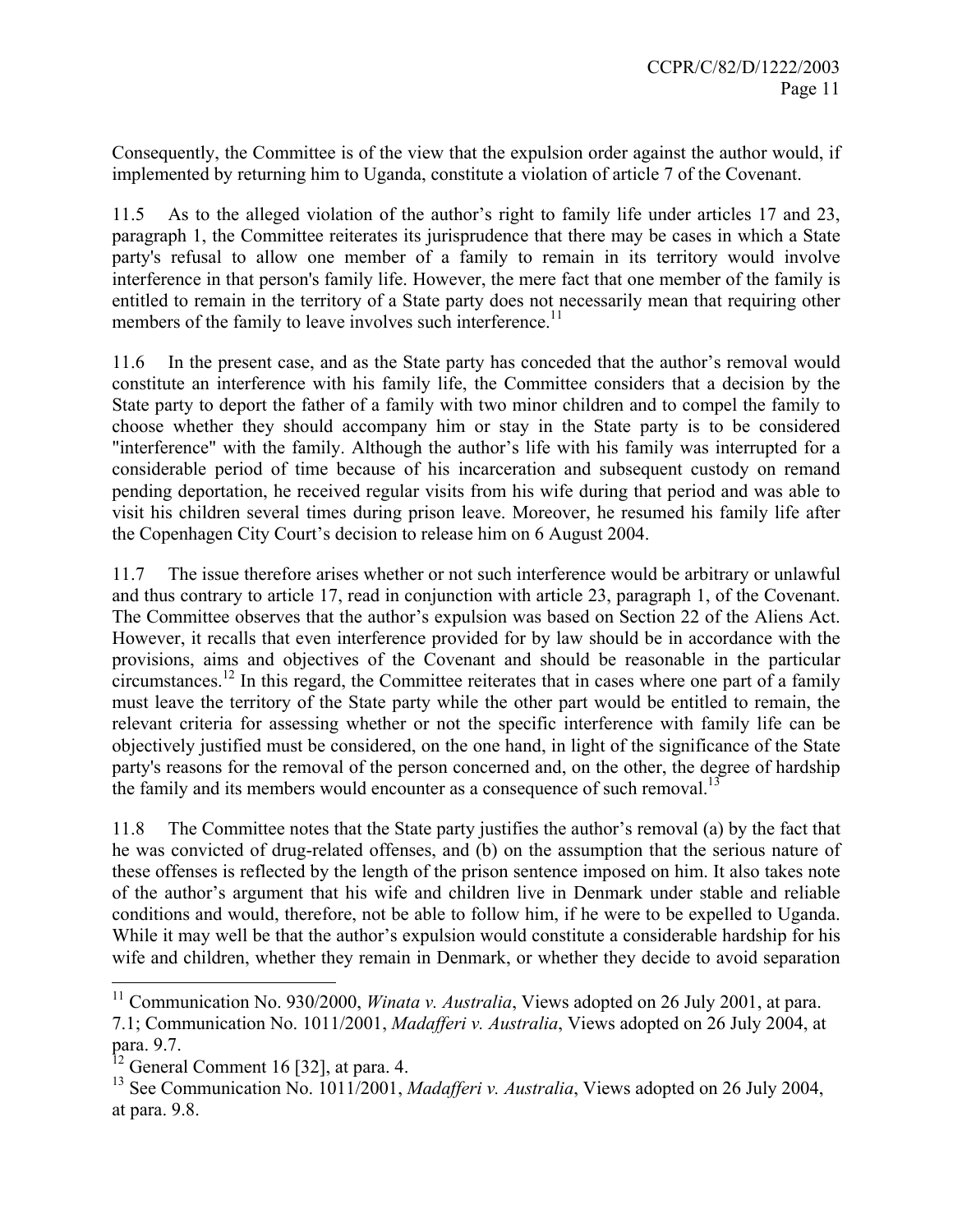Consequently, the Committee is of the view that the expulsion order against the author would, if implemented by returning him to Uganda, constitute a violation of article 7 of the Covenant.

11.5 As to the alleged violation of the author's right to family life under articles 17 and 23, paragraph 1, the Committee reiterates its jurisprudence that there may be cases in which a State party's refusal to allow one member of a family to remain in its territory would involve interference in that person's family life. However, the mere fact that one member of the family is entitled to remain in the territory of a State party does not necessarily mean that requiring other members of the family to leave involves such interference.[11]

11.6 In the present case, and as the State party has conceded that the author's removal would constitute an interference with his family life, the Committee considers that a decision by the State party to deport the father of a family with two minor children and to compel the family to choose whether they should accompany him or stay in the State party is to be considered "interference" with the family. Although the author's life with his family was interrupted for a considerable period of time because of his incarceration and subsequent custody on remand pending deportation, he received regular visits from his wife during that period and was able to visit his children several times during prison leave. Moreover, he resumed his family life after the Copenhagen City Court's decision to release him on 6 August 2004.

11.7 The issue therefore arises whether or not such interference would be arbitrary or unlawful and thus contrary to article 17, read in conjunction with article 23, paragraph 1, of the Covenant. The Committee observes that the author's expulsion was based on Section 22 of the Aliens Act. However, it recalls that even interference provided for by law should be in accordance with the provisions, aims and objectives of the Covenant and should be reasonable in the particular circumstances.[12] In this regard, the Committee reiterates that in cases where one part of a family must leave the territory of the State party while the other part would be entitled to remain, the relevant criteria for assessing whether or not the specific interference with family life can be objectively justified must be considered, on the one hand, in light of the significance of the State party's reasons for the removal of the person concerned and, on the other, the degree of hardship the family and its members would encounter as a consequence of such removal.[13]

11.8 The Committee notes that the State party justifies the author's removal (a) by the fact that he was convicted of drug-related offenses, and (b) on the assumption that the serious nature of these offenses is reflected by the length of the prison sentence imposed on him. It also takes note of the author's argument that his wife and children live in Denmark under stable and reliable conditions and would, therefore, not be able to follow him, if he were to be expelled to Uganda. While it may well be that the author's expulsion would constitute a considerable hardship for his wife and children, whether they remain in Denmark, or whether they decide to avoid separation

---

[11] Communication No. 930/2000, *Winata v. Australia*, Views adopted on 26 July 2001, at para. 7.1; Communication No. 1011/2001, *Madafferi v. Australia*, Views adopted on 26 July 2004, at para. 9.7.

[12] General Comment 16 [32], at para. 4.

[13] See Communication No. 1011/2001, *Madafferi v. Australia*, Views adopted on 26 July 2004, at para. 9.8.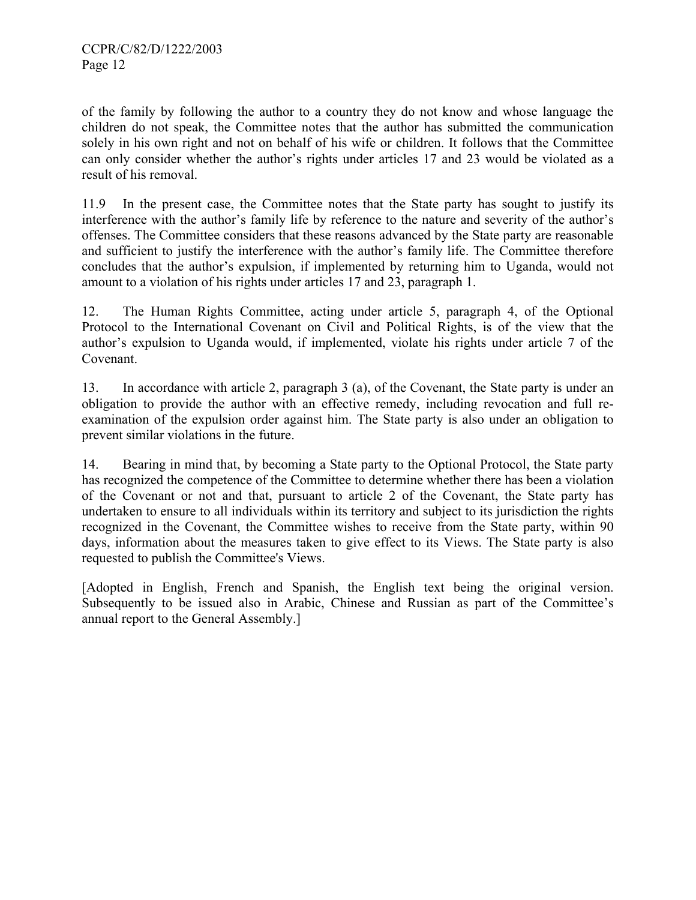of the family by following the author to a country they do not know and whose language the children do not speak, the Committee notes that the author has submitted the communication solely in his own right and not on behalf of his wife or children. It follows that the Committee can only consider whether the author's rights under articles 17 and 23 would be violated as a result of his removal.

11.9 In the present case, the Committee notes that the State party has sought to justify its interference with the author's family life by reference to the nature and severity of the author's offenses. The Committee considers that these reasons advanced by the State party are reasonable and sufficient to justify the interference with the author's family life. The Committee therefore concludes that the author's expulsion, if implemented by returning him to Uganda, would not amount to a violation of his rights under articles 17 and 23, paragraph 1.

12. The Human Rights Committee, acting under article 5, paragraph 4, of the Optional Protocol to the International Covenant on Civil and Political Rights, is of the view that the author's expulsion to Uganda would, if implemented, violate his rights under article 7 of the Covenant.

13. In accordance with article 2, paragraph 3 (a), of the Covenant, the State party is under an obligation to provide the author with an effective remedy, including revocation and full re-examination of the expulsion order against him. The State party is also under an obligation to prevent similar violations in the future.

14. Bearing in mind that, by becoming a State party to the Optional Protocol, the State party has recognized the competence of the Committee to determine whether there has been a violation of the Covenant or not and that, pursuant to article 2 of the Covenant, the State party has undertaken to ensure to all individuals within its territory and subject to its jurisdiction the rights recognized in the Covenant, the Committee wishes to receive from the State party, within 90 days, information about the measures taken to give effect to its Views. The State party is also requested to publish the Committee's Views.

[Adopted in English, French and Spanish, the English text being the original version. Subsequently to be issued also in Arabic, Chinese and Russian as part of the Committee's annual report to the General Assembly.]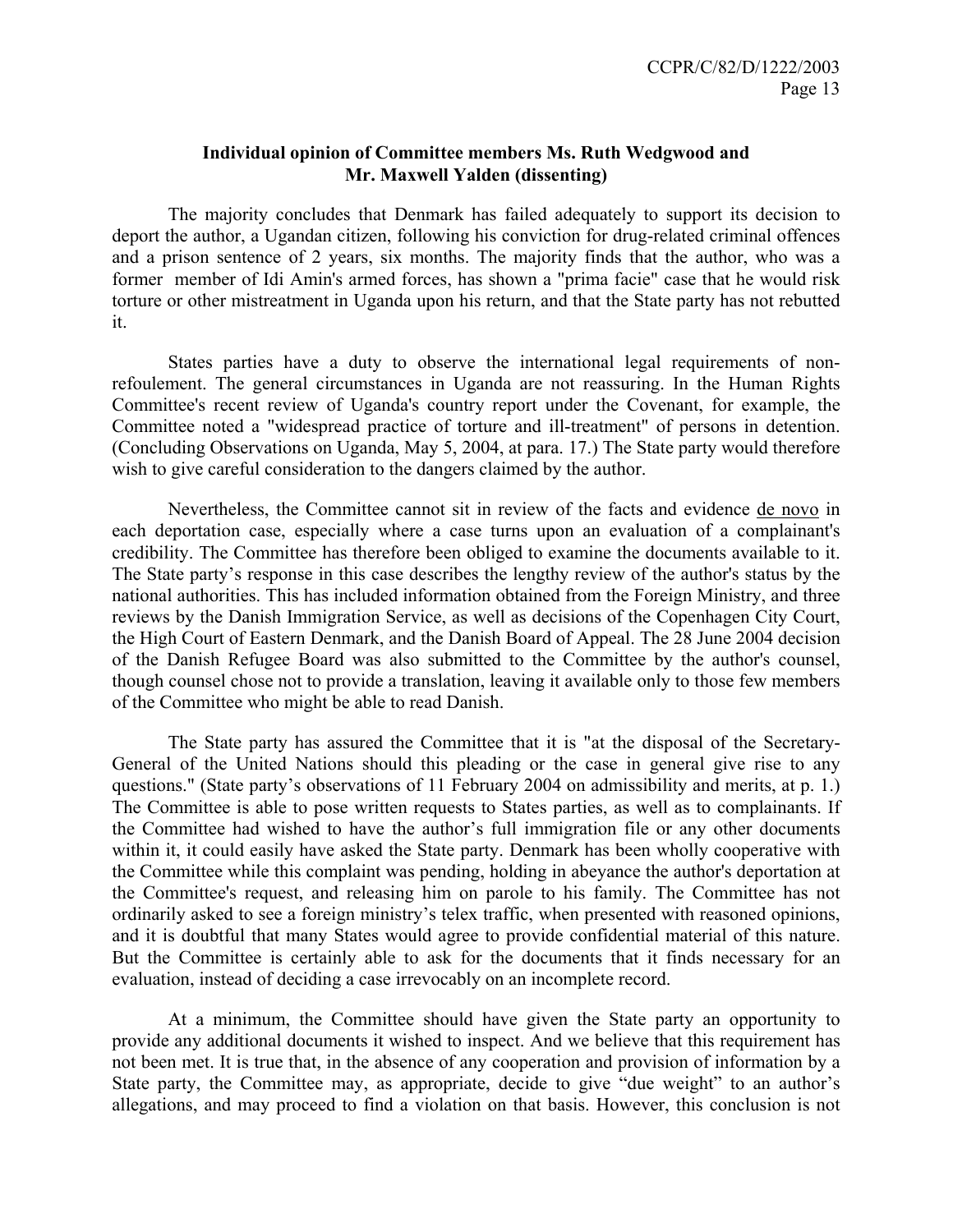**Individual opinion of Committee members Ms. Ruth Wedgwood and Mr. Maxwell Yalden (dissenting)**

The majority concludes that Denmark has failed adequately to support its decision to deport the author, a Ugandan citizen, following his conviction for drug-related criminal offences and a prison sentence of 2 years, six months. The majority finds that the author, who was a former member of Idi Amin's armed forces, has shown a "prima facie" case that he would risk torture or other mistreatment in Uganda upon his return, and that the State party has not rebutted it.

States parties have a duty to observe the international legal requirements of non-refoulement. The general circumstances in Uganda are not reassuring. In the Human Rights Committee's recent review of Uganda's country report under the Covenant, for example, the Committee noted a "widespread practice of torture and ill-treatment" of persons in detention. (Concluding Observations on Uganda, May 5, 2004, at para. 17.) The State party would therefore wish to give careful consideration to the dangers claimed by the author.

Nevertheless, the Committee cannot sit in review of the facts and evidence de novo in each deportation case, especially where a case turns upon an evaluation of a complainant's credibility. The Committee has therefore been obliged to examine the documents available to it. The State party's response in this case describes the lengthy review of the author's status by the national authorities. This has included information obtained from the Foreign Ministry, and three reviews by the Danish Immigration Service, as well as decisions of the Copenhagen City Court, the High Court of Eastern Denmark, and the Danish Board of Appeal. The 28 June 2004 decision of the Danish Refugee Board was also submitted to the Committee by the author's counsel, though counsel chose not to provide a translation, leaving it available only to those few members of the Committee who might be able to read Danish.

The State party has assured the Committee that it is "at the disposal of the Secretary-General of the United Nations should this pleading or the case in general give rise to any questions." (State party's observations of 11 February 2004 on admissibility and merits, at p. 1.) The Committee is able to pose written requests to States parties, as well as to complainants. If the Committee had wished to have the author's full immigration file or any other documents within it, it could easily have asked the State party. Denmark has been wholly cooperative with the Committee while this complaint was pending, holding in abeyance the author's deportation at the Committee's request, and releasing him on parole to his family. The Committee has not ordinarily asked to see a foreign ministry's telex traffic, when presented with reasoned opinions, and it is doubtful that many States would agree to provide confidential material of this nature. But the Committee is certainly able to ask for the documents that it finds necessary for an evaluation, instead of deciding a case irrevocably on an incomplete record.

At a minimum, the Committee should have given the State party an opportunity to provide any additional documents it wished to inspect. And we believe that this requirement has not been met. It is true that, in the absence of any cooperation and provision of information by a State party, the Committee may, as appropriate, decide to give "due weight" to an author's allegations, and may proceed to find a violation on that basis. However, this conclusion is not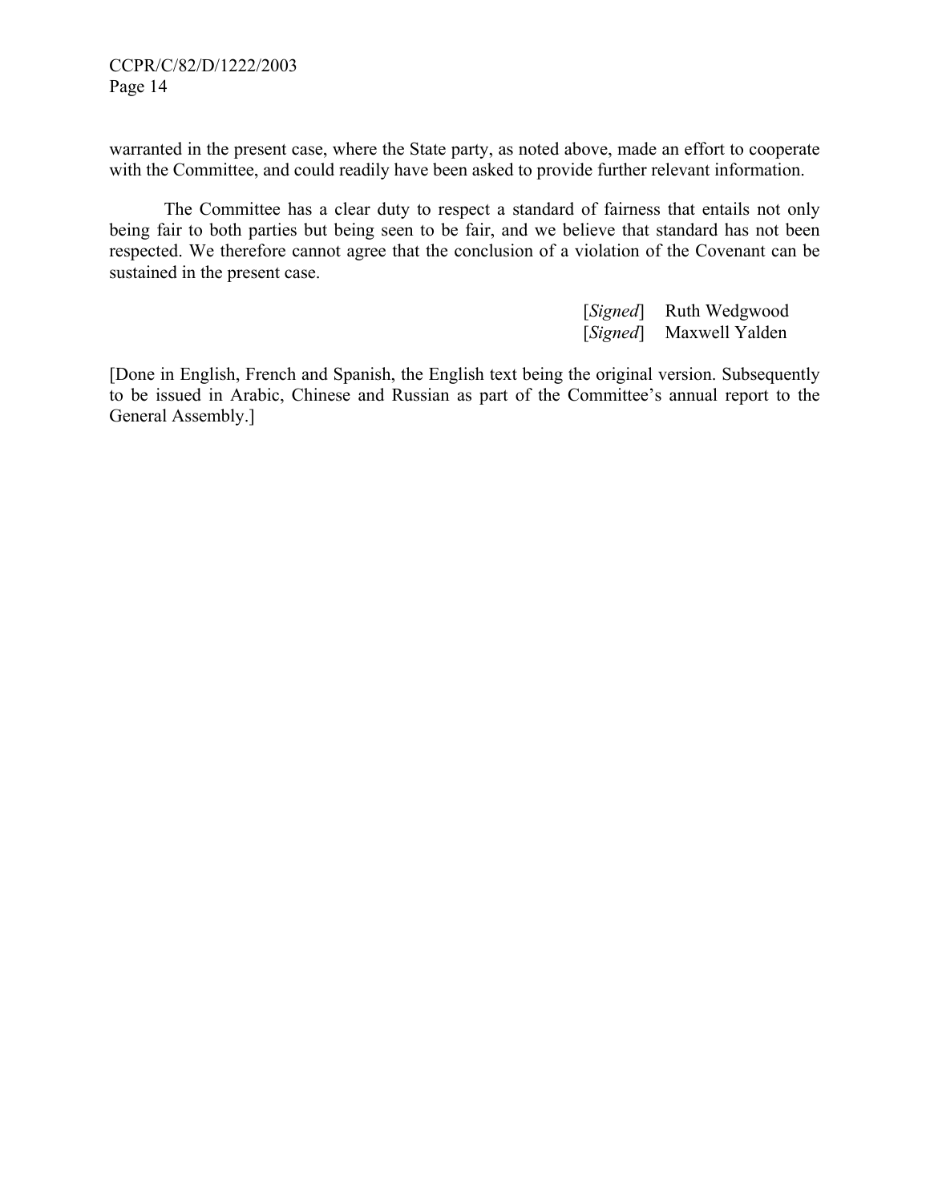warranted in the present case, where the State party, as noted above, made an effort to cooperate with the Committee, and could readily have been asked to provide further relevant information.

The Committee has a clear duty to respect a standard of fairness that entails not only being fair to both parties but being seen to be fair, and we believe that standard has not been respected. We therefore cannot agree that the conclusion of a violation of the Covenant can be sustained in the present case.

[*Signed*] Ruth Wedgwood
[*Signed*] Maxwell Yalden

[Done in English, French and Spanish, the English text being the original version. Subsequently to be issued in Arabic, Chinese and Russian as part of the Committee's annual report to the General Assembly.]